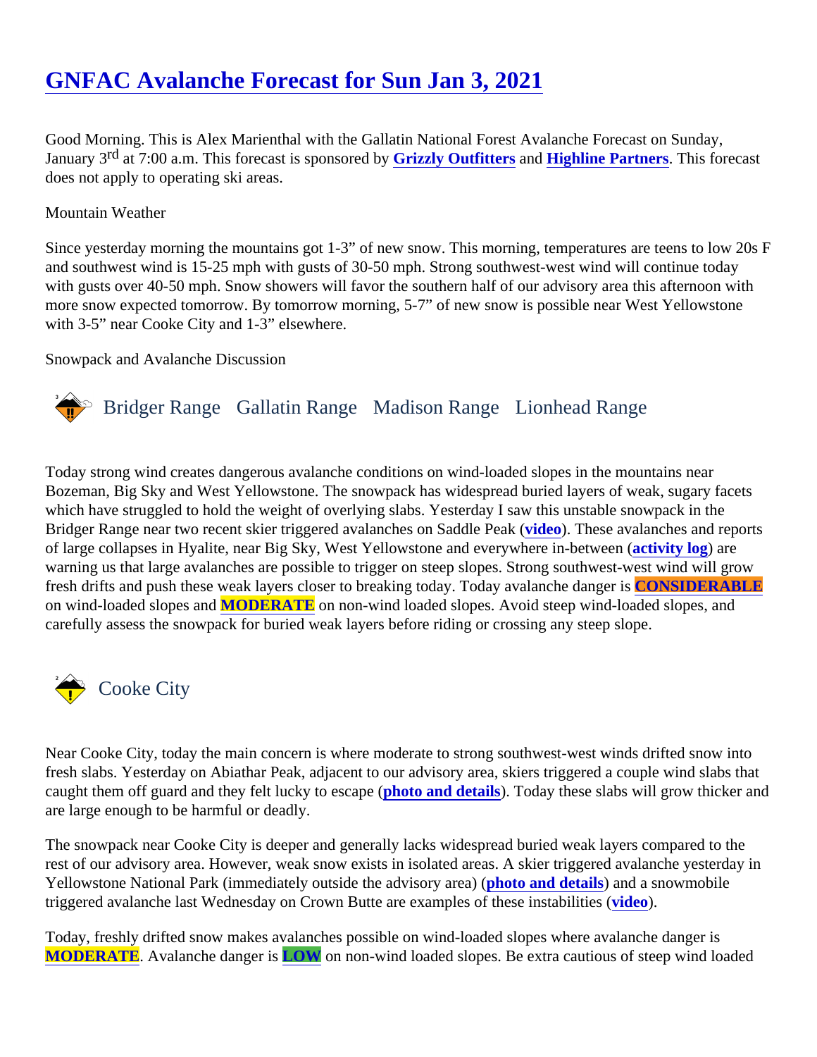# GNFAC Avalanche Forecast for Sun Jan 3, 2021

Good Morning. This is Alex Marienthal with the Gallatin National Forest Avalanche Forecast on Sunday, January 3rd at 7:00 a.m. This forecast is sponsored by **Grizzly Outfitters** and **Highline Partners**. This forecast does not apply to operating ski areas.

Mountain Weather

Since yesterday morning the mountains got 1-3" of new snow. This morning, temperatures are teens to low 20s F and southwest wind is 15-25 mph with gusts of 30-50 mph. Strong southwest-west wind will continue today with gusts over 40-50 mph. Snow showers will favor the southern half of our advisory area this afternoon with more snow expected tomorrow. By tomorrow morning, 5-7" of new snow is possible near West Yellowstone with 3-5" near Cooke City and 1-3" elsewhere.

Snowpack and Avalanche Discussion

## Bridger Range Gallatin Range Madison Range Lionhead Range

Today strong wind creates dangerous avalanche conditions on wind-loaded slopes in the mountains near Bozeman, Big Sky and West Yellowstone. The snowpack has widespread buried layers of weak, sugary facets which have struggled to hold the weight of overlying slabs. Yesterday I saw this unstable snowpack in the Bridger Range near two recent skier triggered avalanches on Saddle Peak (**video**). These avalanches and reports of large collapses in Hyalite, near Big Sky, West Yellowstone and everywhere in-between (**activity log**) are warning us that large avalanches are possible to trigger on steep slopes. Strong southwest-west wind will grow fresh drifts and push these weak layers closer to breaking today. Today avalanche danger is **CONSIDERABLE** on wind-loaded slopes and **MODERATE** on non-wind loaded slopes. Avoid steep wind-loaded slopes, and carefully assess the snowpack for buried weak layers before riding or crossing any steep slope.

## Cooke City

Near Cooke City, today the main concern is where moderate to strong southwest-west winds drifted snow into fresh slabs. Yesterday on Abiathar Peak, adjacent to our advisory area, skiers triggered a couple wind slabs that caught them off guard and they felt lucky to escape (**photo and details**). Today these slabs will grow thicker and are large enough to be harmful or deadly.

The snowpack near Cooke City is deeper and generally lacks widespread buried weak layers compared to the rest of our advisory area. However, weak snow exists in isolated areas. A skier triggered avalanche yesterday in Yellowstone National Park (immediately outside the advisory area) (**photo and details**) and a snowmobile triggered avalanche last Wednesday on Crown Butte are examples of these instabilities (**video**).

Today, freshly drifted snow makes avalanches possible on wind-loaded slopes where avalanche danger is **MODERATE**. Avalanche danger is **LOW** on non-wind loaded slopes. Be extra cautious of steep wind loaded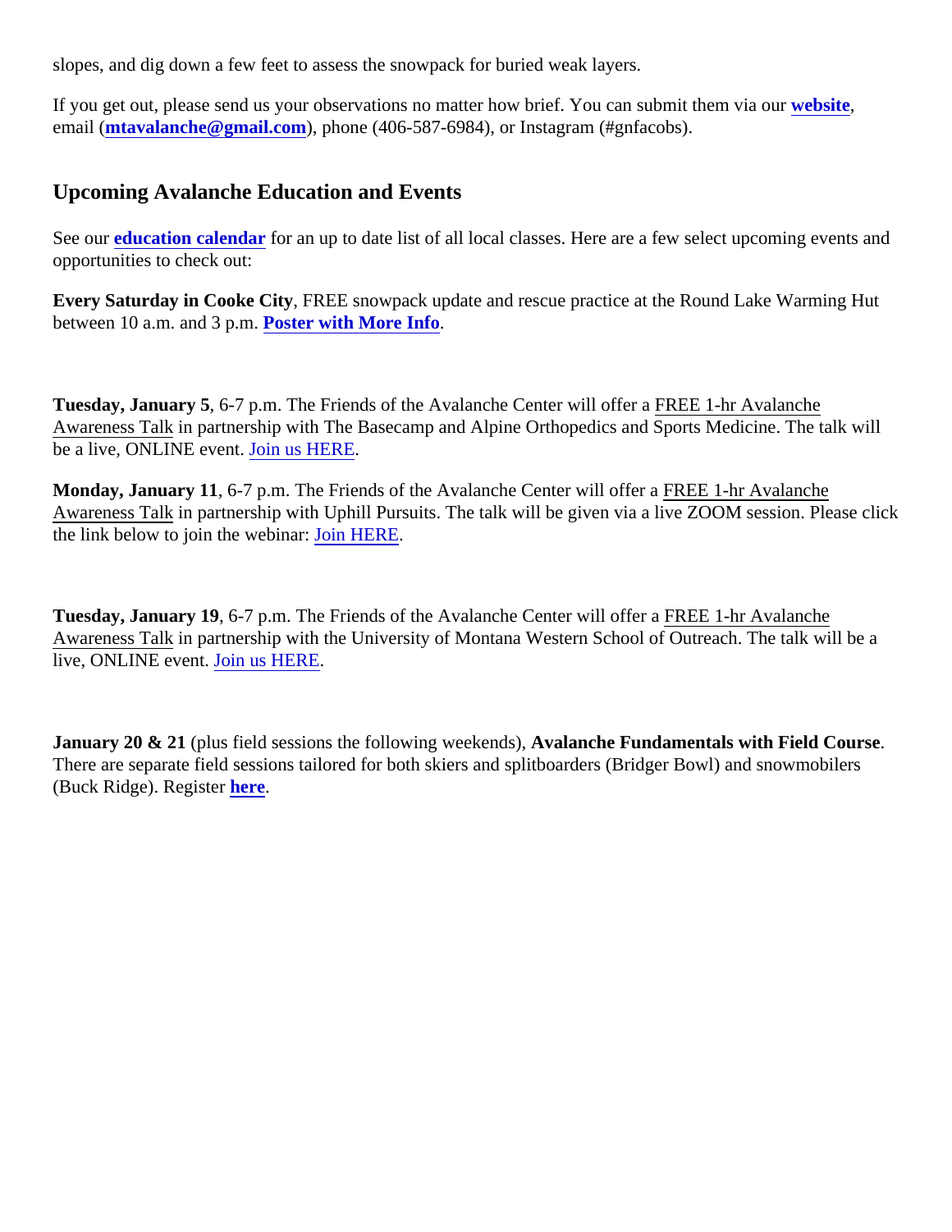slopes, and dig down a few feet to assess the snowpack for buried weak layers.

If you get out, please send us your observations no matter how brief. You can submit them via our **website**, email (**mtavalanche@gmail.com**), phone (406-587-6984), or Instagram (#gnfacobs).

## Upcoming Avalanche Education and Events

See our **education calendar** for an up to date list of all local classes. Here are a few select upcoming events and opportunities to check out:

**Every Saturday in Cooke City**, FREE snowpack update and rescue practice at the Round Lake Warming Hut between 10 a.m. and 3 p.m. **Poster with More Info**.

**Tuesday, January 5**, 6-7 p.m. The Friends of the Avalanche Center will offer a FREE 1-hr Avalanche Awareness Talk in partnership with The Basecamp and Alpine Orthopedics and Sports Medicine. The talk will be a live, ONLINE event. Join us HERE.

**Monday, January 11**, 6-7 p.m. The Friends of the Avalanche Center will offer a FREE 1-hr Avalanche Awareness Talk in partnership with Uphill Pursuits. The talk will be given via a live ZOOM session. Please click the link below to join the webinar: Join HERE.

**Tuesday, January 19**, 6-7 p.m. The Friends of the Avalanche Center will offer a FREE 1-hr Avalanche Awareness Talk in partnership with the University of Montana Western School of Outreach. The talk will be a live, ONLINE event. Join us HERE.

**January 20 & 21** (plus field sessions the following weekends), **Avalanche Fundamentals with Field Course**. There are separate field sessions tailored for both skiers and splitboarders (Bridger Bowl) and snowmobilers (Buck Ridge). Register **here**.